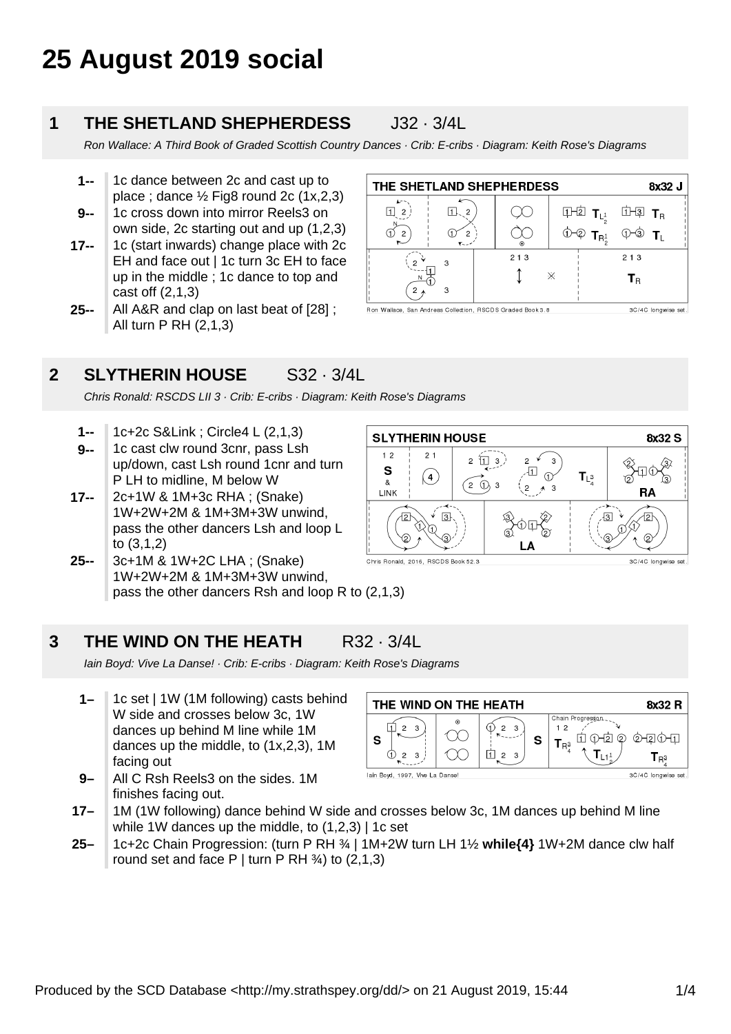# 25 August 2019 social

## 1 THE SHETLAND SHEPHERDESS J32 · 3/4L

*Ron Wallace: A Third Book of Graded Scottish Country Dances · Crib: E-cribs · Diagram: Keith Rose's Diagrams*

- **1--** 1c dance between 2c and cast up to place ; dance ½ Fig8 round 2c (1x,2,3)
- **9--** 1c cross down into mirror Reels3 on own side, 2c starting out and up (1,2,3)
- **17--** 1c (start inwards) change place with 2c EH and face out | 1c turn 3c EH to face up in the middle ; 1c dance to top and cast off (2,1,3)
- **25--** All A&R and clap on last beat of [28] ; All turn P RH (2,1,3)

THE SHETLAND SHEPHERDESS 8x32 J

Ron Wallace, San Andreas Collection, RSCDS Graded Book 3.8 3C/4C longwise set.

## 2 SLYTHERIN HOUSE S32 · 3/4L

*Chris Ronald: RSCDS LII 3 · Crib: E-cribs · Diagram: Keith Rose's Diagrams*

- **1--** 1c+2c S&Link ; Circle4 L (2,1,3)
- **9--** 1c cast clw round 3cnr, pass Lsh up/down, cast Lsh round 1cnr and turn P LH to midline, M below W
- **17--** 2c+1W & 1M+3c RHA ; (Snake) 1W+2W+2M & 1M+3M+3W unwind, pass the other dancers Lsh and loop L to (3,1,2)
- **25--** 3c+1M & 1W+2C LHA ; (Snake) 1W+2W+2M & 1M+3M+3W unwind, pass the other dancers Rsh and loop R to (2,1,3)

SLYTHERIN HOUSE 8x32 S

Chris Ronald, 2016, RSCDS Book 52.3 3C/4C longwise set.

## 3 THE WIND ON THE HEATH R32 · 3/4L

*Iain Boyd: Vive La Danse! · Crib: E-cribs · Diagram: Keith Rose's Diagrams*

- **1–** 1c set | 1W (1M following) casts behind W side and crosses below 3c, 1W dances up behind M line while 1M dances up the middle, to (1x,2,3), 1M facing out
- **9–** All C Rsh Reels3 on the sides. 1M finishes facing out.
- **17–** 1M (1W following) dance behind W side and crosses below 3c, 1M dances up behind M line while 1W dances up the middle, to (1,2,3) | 1c set
- **25–** 1c+2c Chain Progression: (turn P RH ¾ | 1M+2W turn LH 1½ **while{4}** 1W+2M dance clw half round set and face P | turn P RH ¾) to (2,1,3)

THE WIND ON THE HEATH 8x32 R

Iain Boyd, 1997, Vive La Danse! 3C/4C longwise set.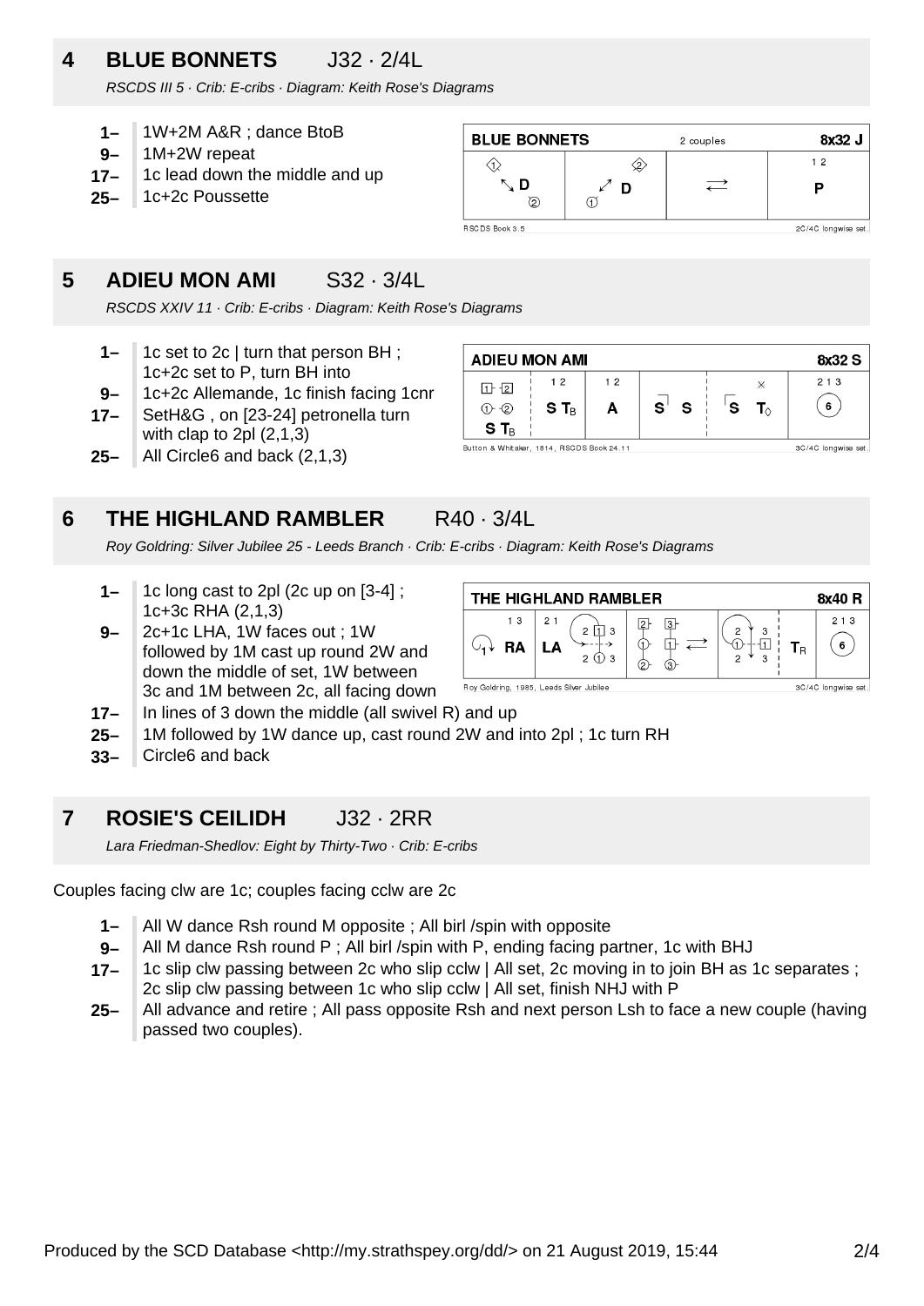## 4 BLUE BONNETS J32 · 2/4L

*RSCDS III 5 · Crib: E-cribs · Diagram: Keith Rose's Diagrams*

- **1–** 1W+2M A&R ; dance BtoB
- **9–** 1M+2W repeat
- **17–** 1c lead down the middle and up
- **25–** 1c+2c Poussette

BLUE BONNETS 2 couples 8x32 J

RSCDS Book 3.5 2C/4C longwise set.

## 5 ADIEU MON AMI S32 · 3/4L

*RSCDS XXIV 11 · Crib: E-cribs · Diagram: Keith Rose's Diagrams*

- **1–** 1c set to 2c | turn that person BH ; 1c+2c set to P, turn BH into
- **9–** 1c+2c Allemande, 1c finish facing 1cnr
- **17–** SetH&G , on [23-24] petronella turn with clap to 2pl (2,1,3)
- **25–** All Circle6 and back (2,1,3)

ADIEU MON AMI 8x32 S

Button & Whitaker, 1814, RSCDS Book 24.11 3C/4C longwise set.

## 6 THE HIGHLAND RAMBLER R40 · 3/4L

*Roy Goldring: Silver Jubilee 25 - Leeds Branch · Crib: E-cribs · Diagram: Keith Rose's Diagrams*

- **1–** 1c long cast to 2pl (2c up on [3-4] ; 1c+3c RHA (2,1,3)
- **9–** 2c+1c LHA, 1W faces out ; 1W followed by 1M cast up round 2W and down the middle of set, 1W between 3c and 1M between 2c, all facing down
- **17–** In lines of 3 down the middle (all swivel R) and up
- **25–** 1M followed by 1W dance up, cast round 2W and into 2pl ; 1c turn RH
- **33–** Circle6 and back

THE HIGHLAND RAMBLER 8x40 R

Roy Goldring, 1985, Leeds Silver Jubilee 3C/4C longwise set.

## 7 ROSIE'S CEILIDH J32 · 2RR

*Lara Friedman-Shedlov: Eight by Thirty-Two · Crib: E-cribs*

Couples facing clw are 1c; couples facing cclw are 2c

- **1–** All W dance Rsh round M opposite ; All birl /spin with opposite
- **9–** All M dance Rsh round P ; All birl /spin with P, ending facing partner, 1c with BHJ
- **17–** 1c slip clw passing between 2c who slip cclw | All set, 2c moving in to join BH as 1c separates ; 2c slip clw passing between 1c who slip cclw | All set, finish NHJ with P
- **25–** All advance and retire ; All pass opposite Rsh and next person Lsh to face a new couple (having passed two couples).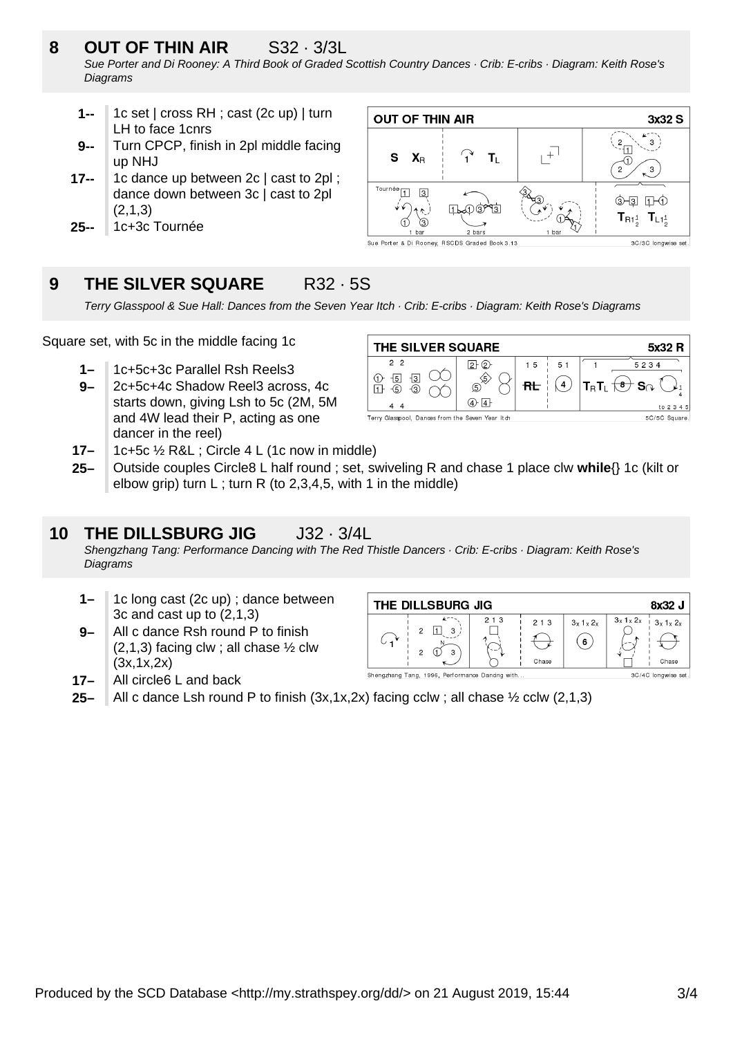## 8 OUT OF THIN AIR S32 · 3/3L

*Sue Porter and Di Rooney: A Third Book of Graded Scottish Country Dances · Crib: E-cribs · Diagram: Keith Rose's Diagrams*

- **1--** 1c set | cross RH ; cast (2c up) | turn LH to face 1cnrs
- **9--** Turn CPCP, finish in 2pl middle facing up NHJ
- **17--** 1c dance up between 2c | cast to 2pl ; dance down between 3c | cast to 2pl (2,1,3)
- **25--** 1c+3c Tournée

## 9 THE SILVER SQUARE R32 · 5S

*Terry Glasspool & Sue Hall: Dances from the Seven Year Itch · Crib: E-cribs · Diagram: Keith Rose's Diagrams*

Square set, with 5c in the middle facing 1c

- **1–** 1c+5c+3c Parallel Rsh Reels3
- **9–** 2c+5c+4c Shadow Reel3 across, 4c starts down, giving Lsh to 5c (2M, 5M and 4W lead their P, acting as one dancer in the reel)
- **17–** 1c+5c ½ R&L ; Circle 4 L (1c now in middle)
- **25–** Outside couples Circle8 L half round ; set, swiveling R and chase 1 place clw **while**{} 1c (kilt or elbow grip) turn L ; turn R (to 2,3,4,5, with 1 in the middle)

## 10 THE DILLSBURG JIG J32 · 3/4L

*Shengzhang Tang: Performance Dancing with The Red Thistle Dancers · Crib: E-cribs · Diagram: Keith Rose's Diagrams*

- **1–** 1c long cast (2c up) ; dance between 3c and cast up to (2,1,3)
- **9–** All c dance Rsh round P to finish (2,1,3) facing clw ; all chase ½ clw (3x,1x,2x)
- **17–** All circle6 L and back
- **25–** All c dance Lsh round P to finish (3x,1x,2x) facing cclw ; all chase ½ cclw (2,1,3)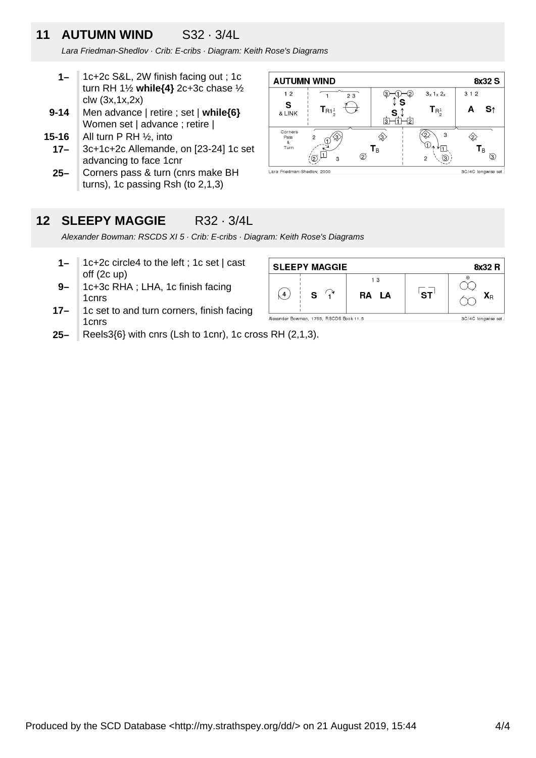## 11 AUTUMN WIND S32 · 3/4L

*Lara Friedman-Shedlov · Crib: E-cribs · Diagram: Keith Rose's Diagrams*

| | |
|---|---|
| **1–** | 1c+2c S&L, 2W finish facing out ; 1c turn RH 1½ **while{4}** 2c+3c chase ½ clw (3x,1x,2x) |
| **9-14** | Men advance \| retire ; set \| **while{6}** Women set \| advance ; retire \| |
| **15-16** | All turn P RH ½, into |
| **17–** | 3c+1c+2c Allemande, on [23-24] 1c set advancing to face 1cnr |
| **25–** | Corners pass & turn (cnrs make BH turns), 1c passing Rsh (to 2,1,3) |

AUTUMN WIND 8x32 S

Lara Friedman-Shedlov, 2000 3C/4C longwise set.

## 12 SLEEPY MAGGIE R32 · 3/4L

*Alexander Bowman: RSCDS XI 5 · Crib: E-cribs · Diagram: Keith Rose's Diagrams*

| | |
|---|---|
| **1–** | 1c+2c circle4 to the left ; 1c set \| cast off (2c up) |
| **9–** | 1c+3c RHA ; LHA, 1c finish facing 1cnrs |
| **17–** | 1c set to and turn corners, finish facing 1cnrs |
| **25–** | Reels3{6} with cnrs (Lsh to 1cnr), 1c cross RH (2,1,3). |

SLEEPY MAGGIE 8x32 R

Alexander Bowman, 1755, RSCDS Book 11.5 3C/4C longwise set.